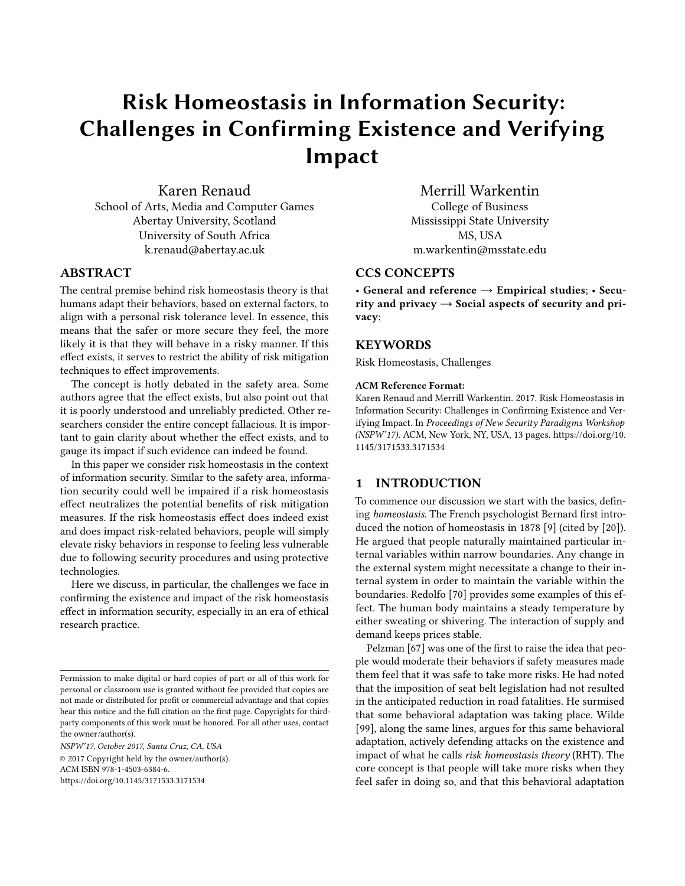# Risk Homeostasis in Information Security: Challenges in Confirming Existence and Verifying Impact

Karen Renaud
School of Arts, Media and Computer Games
Abertay University, Scotland
University of South Africa
k.renaud@abertay.ac.uk

Merrill Warkentin
College of Business
Mississippi State University
MS, USA
m.warkentin@msstate.edu

## ABSTRACT

The central premise behind risk homeostasis theory is that humans adapt their behaviors, based on external factors, to align with a personal risk tolerance level. In essence, this means that the safer or more secure they feel, the more likely it is that they will behave in a risky manner. If this effect exists, it serves to restrict the ability of risk mitigation techniques to effect improvements.

The concept is hotly debated in the safety area. Some authors agree that the effect exists, but also point out that it is poorly understood and unreliably predicted. Other researchers consider the entire concept fallacious. It is important to gain clarity about whether the effect exists, and to gauge its impact if such evidence can indeed be found.

In this paper we consider risk homeostasis in the context of information security. Similar to the safety area, information security could well be impaired if a risk homeostasis effect neutralizes the potential benefits of risk mitigation measures. If the risk homeostasis effect does indeed exist and does impact risk-related behaviors, people will simply elevate risky behaviors in response to feeling less vulnerable due to following security procedures and using protective technologies.

Here we discuss, in particular, the challenges we face in confirming the existence and impact of the risk homeostasis effect in information security, especially in an era of ethical research practice.

Permission to make digital or hard copies of part or all of this work for personal or classroom use is granted without fee provided that copies are not made or distributed for profit or commercial advantage and that copies bear this notice and the full citation on the first page. Copyrights for third-party components of this work must be honored. For all other uses, contact the owner/author(s).

*NSPW'17, October 2017, Santa Cruz, CA, USA*
© 2017 Copyright held by the owner/author(s).
ACM ISBN 978-1-4503-6384-6.
https://doi.org/10.1145/3171533.3171534

## CCS CONCEPTS

**• General and reference → Empirical studies; • Security and privacy → Social aspects of security and privacy;**

## KEYWORDS

Risk Homeostasis, Challenges

**ACM Reference Format:**
Karen Renaud and Merrill Warkentin. 2017. Risk Homeostasis in Information Security: Challenges in Confirming Existence and Verifying Impact. In *Proceedings of New Security Paradigms Workshop (NSPW'17)*. ACM, New York, NY, USA, 13 pages. https://doi.org/10.1145/3171533.3171534

## 1 INTRODUCTION

To commence our discussion we start with the basics, defining *homeostasis*. The French psychologist Bernard first introduced the notion of homeostasis in 1878 [9] (cited by [20]). He argued that people naturally maintained particular internal variables within narrow boundaries. Any change in the external system might necessitate a change to their internal system in order to maintain the variable within the boundaries. Redolfo [70] provides some examples of this effect. The human body maintains a steady temperature by either sweating or shivering. The interaction of supply and demand keeps prices stable.

Pelzman [67] was one of the first to raise the idea that people would moderate their behaviors if safety measures made them feel that it was safe to take more risks. He had noted that the imposition of seat belt legislation had not resulted in the anticipated reduction in road fatalities. He surmised that some behavioral adaptation was taking place. Wilde [99], along the same lines, argues for this same behavioral adaptation, actively defending attacks on the existence and impact of what he calls *risk homeostasis theory* (RHT). The core concept is that people will take more risks when they feel safer in doing so, and that this behavioral adaptation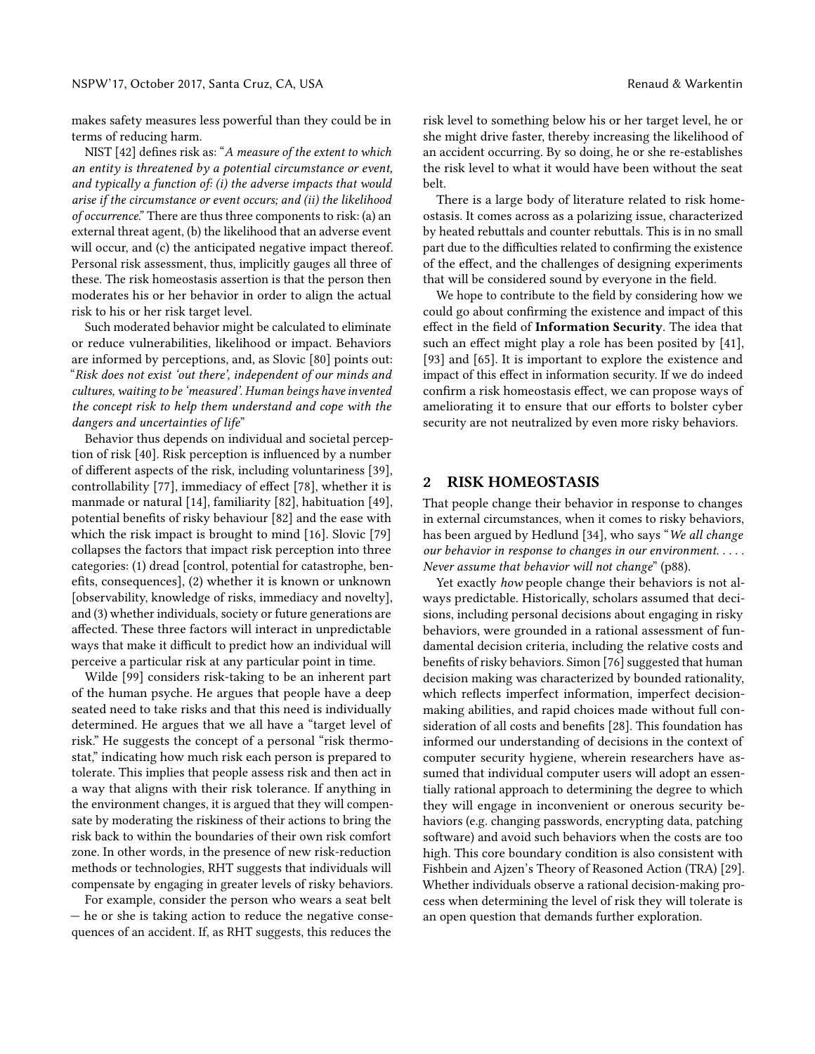makes safety measures less powerful than they could be in terms of reducing harm.

NIST [42] defines risk as: "*A measure of the extent to which an entity is threatened by a potential circumstance or event, and typically a function of: (i) the adverse impacts that would arise if the circumstance or event occurs; and (ii) the likelihood of occurrence.*" There are thus three components to risk: (a) an external threat agent, (b) the likelihood that an adverse event will occur, and (c) the anticipated negative impact thereof. Personal risk assessment, thus, implicitly gauges all three of these. The risk homeostasis assertion is that the person then moderates his or her behavior in order to align the actual risk to his or her risk target level.

Such moderated behavior might be calculated to eliminate or reduce vulnerabilities, likelihood or impact. Behaviors are informed by perceptions, and, as Slovic [80] points out: "*Risk does not exist 'out there', independent of our minds and cultures, waiting to be 'measured'. Human beings have invented the concept risk to help them understand and cope with the dangers and uncertainties of life*"

Behavior thus depends on individual and societal perception of risk [40]. Risk perception is influenced by a number of different aspects of the risk, including voluntariness [39], controllability [77], immediacy of effect [78], whether it is manmade or natural [14], familiarity [82], habituation [49], potential benefits of risky behaviour [82] and the ease with which the risk impact is brought to mind [16]. Slovic [79] collapses the factors that impact risk perception into three categories: (1) dread [control, potential for catastrophe, benefits, consequences], (2) whether it is known or unknown [observability, knowledge of risks, immediacy and novelty], and (3) whether individuals, society or future generations are affected. These three factors will interact in unpredictable ways that make it difficult to predict how an individual will perceive a particular risk at any particular point in time.

Wilde [99] considers risk-taking to be an inherent part of the human psyche. He argues that people have a deep seated need to take risks and that this need is individually determined. He argues that we all have a "target level of risk." He suggests the concept of a personal "risk thermostat," indicating how much risk each person is prepared to tolerate. This implies that people assess risk and then act in a way that aligns with their risk tolerance. If anything in the environment changes, it is argued that they will compensate by moderating the riskiness of their actions to bring the risk back to within the boundaries of their own risk comfort zone. In other words, in the presence of new risk-reduction methods or technologies, RHT suggests that individuals will compensate by engaging in greater levels of risky behaviors.

For example, consider the person who wears a seat belt — he or she is taking action to reduce the negative consequences of an accident. If, as RHT suggests, this reduces the risk level to something below his or her target level, he or she might drive faster, thereby increasing the likelihood of an accident occurring. By so doing, he or she re-establishes the risk level to what it would have been without the seat belt.

There is a large body of literature related to risk homeostasis. It comes across as a polarizing issue, characterized by heated rebuttals and counter rebuttals. This is in no small part due to the difficulties related to confirming the existence of the effect, and the challenges of designing experiments that will be considered sound by everyone in the field.

We hope to contribute to the field by considering how we could go about confirming the existence and impact of this effect in the field of **Information Security**. The idea that such an effect might play a role has been posited by [41], [93] and [65]. It is important to explore the existence and impact of this effect in information security. If we do indeed confirm a risk homeostasis effect, we can propose ways of ameliorating it to ensure that our efforts to bolster cyber security are not neutralized by even more risky behaviors.

## 2 RISK HOMEOSTASIS

That people change their behavior in response to changes in external circumstances, when it comes to risky behaviors, has been argued by Hedlund [34], who says "*We all change our behavior in response to changes in our environment. . . . . Never assume that behavior will not change*" (p88).

Yet exactly *how* people change their behaviors is not always predictable. Historically, scholars assumed that decisions, including personal decisions about engaging in risky behaviors, were grounded in a rational assessment of fundamental decision criteria, including the relative costs and benefits of risky behaviors. Simon [76] suggested that human decision making was characterized by bounded rationality, which reflects imperfect information, imperfect decision-making abilities, and rapid choices made without full consideration of all costs and benefits [28]. This foundation has informed our understanding of decisions in the context of computer security hygiene, wherein researchers have assumed that individual computer users will adopt an essentially rational approach to determining the degree to which they will engage in inconvenient or onerous security behaviors (e.g. changing passwords, encrypting data, patching software) and avoid such behaviors when the costs are too high. This core boundary condition is also consistent with Fishbein and Ajzen's Theory of Reasoned Action (TRA) [29]. Whether individuals observe a rational decision-making process when determining the level of risk they will tolerate is an open question that demands further exploration.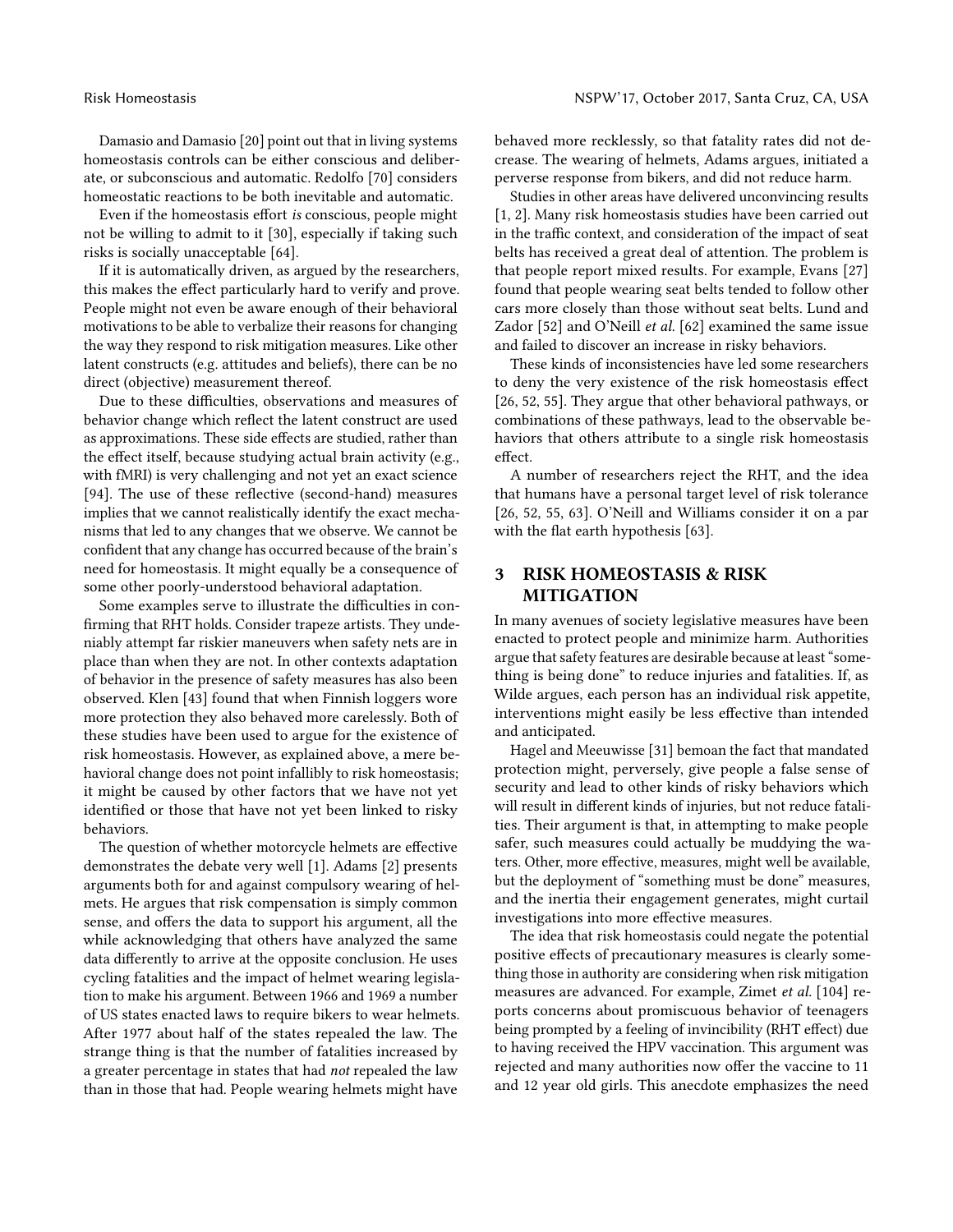Damasio and Damasio [20] point out that in living systems homeostasis controls can be either conscious and deliberate, or subconscious and automatic. Redolfo [70] considers homeostatic reactions to be both inevitable and automatic.

Even if the homeostasis effort *is* conscious, people might not be willing to admit to it [30], especially if taking such risks is socially unacceptable [64].

If it is automatically driven, as argued by the researchers, this makes the effect particularly hard to verify and prove. People might not even be aware enough of their behavioral motivations to be able to verbalize their reasons for changing the way they respond to risk mitigation measures. Like other latent constructs (e.g. attitudes and beliefs), there can be no direct (objective) measurement thereof.

Due to these difficulties, observations and measures of behavior change which reflect the latent construct are used as approximations. These side effects are studied, rather than the effect itself, because studying actual brain activity (e.g., with fMRI) is very challenging and not yet an exact science [94]. The use of these reflective (second-hand) measures implies that we cannot realistically identify the exact mechanisms that led to any changes that we observe. We cannot be confident that any change has occurred because of the brain's need for homeostasis. It might equally be a consequence of some other poorly-understood behavioral adaptation.

Some examples serve to illustrate the difficulties in confirming that RHT holds. Consider trapeze artists. They undeniably attempt far riskier maneuvers when safety nets are in place than when they are not. In other contexts adaptation of behavior in the presence of safety measures has also been observed. Klen [43] found that when Finnish loggers wore more protection they also behaved more carelessly. Both of these studies have been used to argue for the existence of risk homeostasis. However, as explained above, a mere behavioral change does not point infallibly to risk homeostasis; it might be caused by other factors that we have not yet identified or those that have not yet been linked to risky behaviors.

The question of whether motorcycle helmets are effective demonstrates the debate very well [1]. Adams [2] presents arguments both for and against compulsory wearing of helmets. He argues that risk compensation is simply common sense, and offers the data to support his argument, all the while acknowledging that others have analyzed the same data differently to arrive at the opposite conclusion. He uses cycling fatalities and the impact of helmet wearing legislation to make his argument. Between 1966 and 1969 a number of US states enacted laws to require bikers to wear helmets. After 1977 about half of the states repealed the law. The strange thing is that the number of fatalities increased by a greater percentage in states that had *not* repealed the law than in those that had. People wearing helmets might have behaved more recklessly, so that fatality rates did not decrease. The wearing of helmets, Adams argues, initiated a perverse response from bikers, and did not reduce harm.

Studies in other areas have delivered unconvincing results [1, 2]. Many risk homeostasis studies have been carried out in the traffic context, and consideration of the impact of seat belts has received a great deal of attention. The problem is that people report mixed results. For example, Evans [27] found that people wearing seat belts tended to follow other cars more closely than those without seat belts. Lund and Zador [52] and O'Neill *et al.* [62] examined the same issue and failed to discover an increase in risky behaviors.

These kinds of inconsistencies have led some researchers to deny the very existence of the risk homeostasis effect [26, 52, 55]. They argue that other behavioral pathways, or combinations of these pathways, lead to the observable behaviors that others attribute to a single risk homeostasis effect.

A number of researchers reject the RHT, and the idea that humans have a personal target level of risk tolerance [26, 52, 55, 63]. O'Neill and Williams consider it on a par with the flat earth hypothesis [63].

# 3 RISK HOMEOSTASIS & RISK MITIGATION

In many avenues of society legislative measures have been enacted to protect people and minimize harm. Authorities argue that safety features are desirable because at least "something is being done" to reduce injuries and fatalities. If, as Wilde argues, each person has an individual risk appetite, interventions might easily be less effective than intended and anticipated.

Hagel and Meeuwisse [31] bemoan the fact that mandated protection might, perversely, give people a false sense of security and lead to other kinds of risky behaviors which will result in different kinds of injuries, but not reduce fatalities. Their argument is that, in attempting to make people safer, such measures could actually be muddying the waters. Other, more effective, measures, might well be available, but the deployment of "something must be done" measures, and the inertia their engagement generates, might curtail investigations into more effective measures.

The idea that risk homeostasis could negate the potential positive effects of precautionary measures is clearly something those in authority are considering when risk mitigation measures are advanced. For example, Zimet *et al.* [104] reports concerns about promiscuous behavior of teenagers being prompted by a feeling of invincibility (RHT effect) due to having received the HPV vaccination. This argument was rejected and many authorities now offer the vaccine to 11 and 12 year old girls. This anecdote emphasizes the need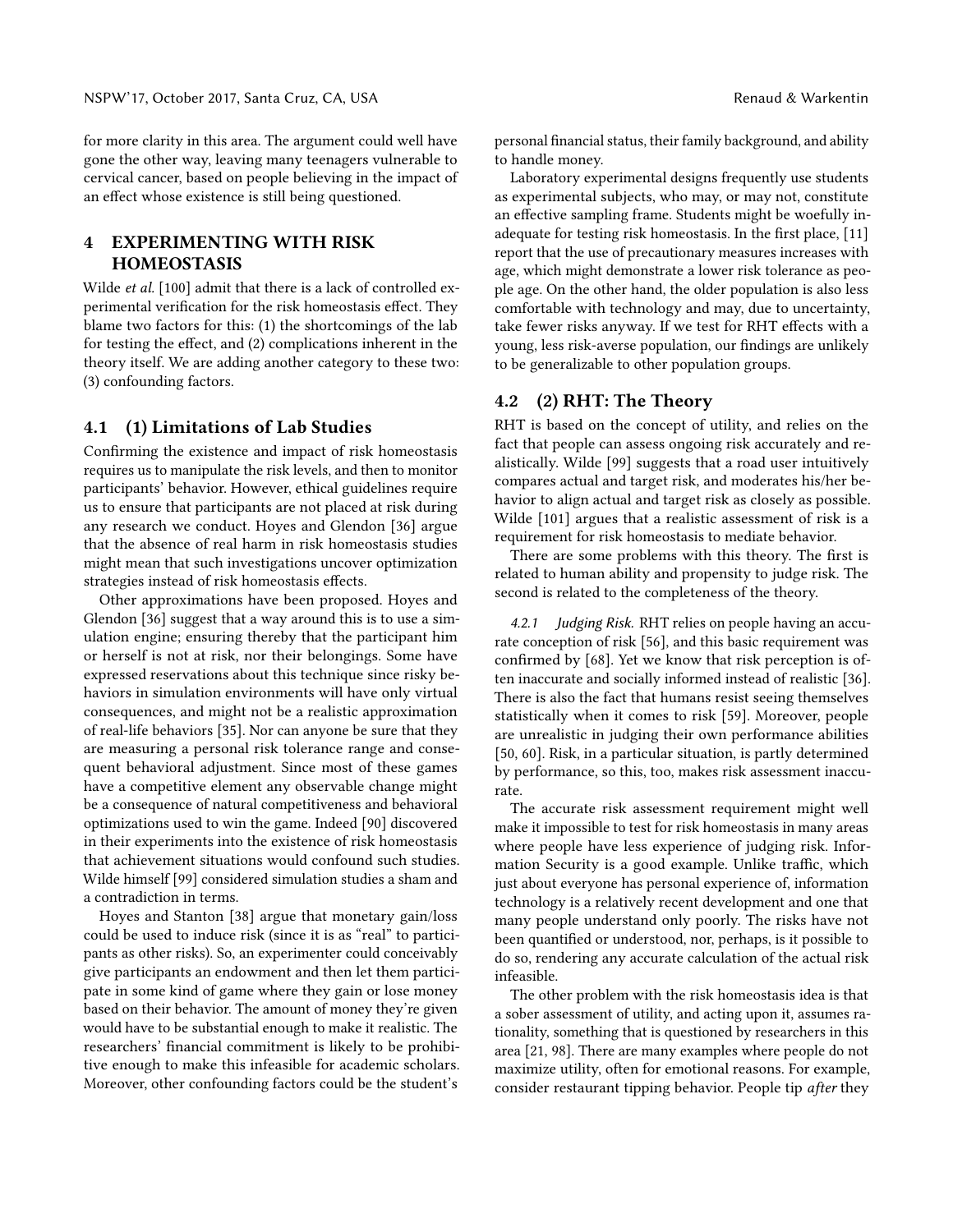for more clarity in this area. The argument could well have gone the other way, leaving many teenagers vulnerable to cervical cancer, based on people believing in the impact of an effect whose existence is still being questioned.

## 4 EXPERIMENTING WITH RISK HOMEOSTASIS

Wilde *et al.* [100] admit that there is a lack of controlled experimental verification for the risk homeostasis effect. They blame two factors for this: (1) the shortcomings of the lab for testing the effect, and (2) complications inherent in the theory itself. We are adding another category to these two: (3) confounding factors.

### 4.1 (1) Limitations of Lab Studies

Confirming the existence and impact of risk homeostasis requires us to manipulate the risk levels, and then to monitor participants' behavior. However, ethical guidelines require us to ensure that participants are not placed at risk during any research we conduct. Hoyes and Glendon [36] argue that the absence of real harm in risk homeostasis studies might mean that such investigations uncover optimization strategies instead of risk homeostasis effects.

Other approximations have been proposed. Hoyes and Glendon [36] suggest that a way around this is to use a simulation engine; ensuring thereby that the participant him or herself is not at risk, nor their belongings. Some have expressed reservations about this technique since risky behaviors in simulation environments will have only virtual consequences, and might not be a realistic approximation of real-life behaviors [35]. Nor can anyone be sure that they are measuring a personal risk tolerance range and consequent behavioral adjustment. Since most of these games have a competitive element any observable change might be a consequence of natural competitiveness and behavioral optimizations used to win the game. Indeed [90] discovered in their experiments into the existence of risk homeostasis that achievement situations would confound such studies. Wilde himself [99] considered simulation studies a sham and a contradiction in terms.

Hoyes and Stanton [38] argue that monetary gain/loss could be used to induce risk (since it is as "real" to participants as other risks). So, an experimenter could conceivably give participants an endowment and then let them participate in some kind of game where they gain or lose money based on their behavior. The amount of money they're given would have to be substantial enough to make it realistic. The researchers' financial commitment is likely to be prohibitive enough to make this infeasible for academic scholars. Moreover, other confounding factors could be the student's personal financial status, their family background, and ability to handle money.

Laboratory experimental designs frequently use students as experimental subjects, who may, or may not, constitute an effective sampling frame. Students might be woefully inadequate for testing risk homeostasis. In the first place, [11] report that the use of precautionary measures increases with age, which might demonstrate a lower risk tolerance as people age. On the other hand, the older population is also less comfortable with technology and may, due to uncertainty, take fewer risks anyway. If we test for RHT effects with a young, less risk-averse population, our findings are unlikely to be generalizable to other population groups.

### 4.2 (2) RHT: The Theory

RHT is based on the concept of utility, and relies on the fact that people can assess ongoing risk accurately and realistically. Wilde [99] suggests that a road user intuitively compares actual and target risk, and moderates his/her behavior to align actual and target risk as closely as possible. Wilde [101] argues that a realistic assessment of risk is a requirement for risk homeostasis to mediate behavior.

There are some problems with this theory. The first is related to human ability and propensity to judge risk. The second is related to the completeness of the theory.

#### 4.2.1 *Judging Risk.*

RHT relies on people having an accurate conception of risk [56], and this basic requirement was confirmed by [68]. Yet we know that risk perception is often inaccurate and socially informed instead of realistic [36]. There is also the fact that humans resist seeing themselves statistically when it comes to risk [59]. Moreover, people are unrealistic in judging their own performance abilities [50, 60]. Risk, in a particular situation, is partly determined by performance, so this, too, makes risk assessment inaccurate.

The accurate risk assessment requirement might well make it impossible to test for risk homeostasis in many areas where people have less experience of judging risk. Information Security is a good example. Unlike traffic, which just about everyone has personal experience of, information technology is a relatively recent development and one that many people understand only poorly. The risks have not been quantified or understood, nor, perhaps, is it possible to do so, rendering any accurate calculation of the actual risk infeasible.

The other problem with the risk homeostasis idea is that a sober assessment of utility, and acting upon it, assumes rationality, something that is questioned by researchers in this area [21, 98]. There are many examples where people do not maximize utility, often for emotional reasons. For example, consider restaurant tipping behavior. People tip *after* they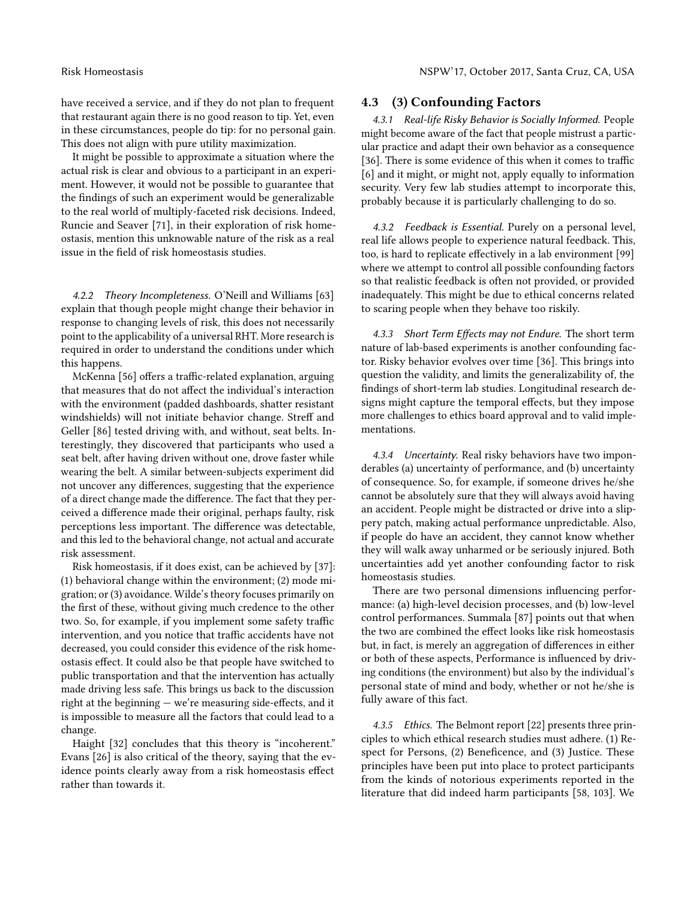have received a service, and if they do not plan to frequent that restaurant again there is no good reason to tip. Yet, even in these circumstances, people do tip: for no personal gain. This does not align with pure utility maximization.

It might be possible to approximate a situation where the actual risk is clear and obvious to a participant in an experiment. However, it would not be possible to guarantee that the findings of such an experiment would be generalizable to the real world of multiply-faceted risk decisions. Indeed, Runcie and Seaver [71], in their exploration of risk homeostasis, mention this unknowable nature of the risk as a real issue in the field of risk homeostasis studies.

#### 4.2.2 Theory Incompleteness.

O'Neill and Williams [63] explain that though people might change their behavior in response to changing levels of risk, this does not necessarily point to the applicability of a universal RHT. More research is required in order to understand the conditions under which this happens.

McKenna [56] offers a traffic-related explanation, arguing that measures that do not affect the individual's interaction with the environment (padded dashboards, shatter resistant windshields) will not initiate behavior change. Streff and Geller [86] tested driving with, and without, seat belts. Interestingly, they discovered that participants who used a seat belt, after having driven without one, drove faster while wearing the belt. A similar between-subjects experiment did not uncover any differences, suggesting that the experience of a direct change made the difference. The fact that they perceived a difference made their original, perhaps faulty, risk perceptions less important. The difference was detectable, and this led to the behavioral change, not actual and accurate risk assessment.

Risk homeostasis, if it does exist, can be achieved by [37]: (1) behavioral change within the environment; (2) mode migration; or (3) avoidance. Wilde's theory focuses primarily on the first of these, without giving much credence to the other two. So, for example, if you implement some safety traffic intervention, and you notice that traffic accidents have not decreased, you could consider this evidence of the risk homeostasis effect. It could also be that people have switched to public transportation and that the intervention has actually made driving less safe. This brings us back to the discussion right at the beginning — we're measuring side-effects, and it is impossible to measure all the factors that could lead to a change.

Haight [32] concludes that this theory is "incoherent." Evans [26] is also critical of the theory, saying that the evidence points clearly away from a risk homeostasis effect rather than towards it.

## 4.3 (3) Confounding Factors

#### 4.3.1 Real-life Risky Behavior is Socially Informed.

People might become aware of the fact that people mistrust a particular practice and adapt their own behavior as a consequence [36]. There is some evidence of this when it comes to traffic [6] and it might, or might not, apply equally to information security. Very few lab studies attempt to incorporate this, probably because it is particularly challenging to do so.

#### 4.3.2 Feedback is Essential.

Purely on a personal level, real life allows people to experience natural feedback. This, too, is hard to replicate effectively in a lab environment [99] where we attempt to control all possible confounding factors so that realistic feedback is often not provided, or provided inadequately. This might be due to ethical concerns related to scaring people when they behave too riskily.

#### 4.3.3 Short Term Effects may not Endure.

The short term nature of lab-based experiments is another confounding factor. Risky behavior evolves over time [36]. This brings into question the validity, and limits the generalizability of, the findings of short-term lab studies. Longitudinal research designs might capture the temporal effects, but they impose more challenges to ethics board approval and to valid implementations.

#### 4.3.4 Uncertainty.

Real risky behaviors have two imponderables (a) uncertainty of performance, and (b) uncertainty of consequence. So, for example, if someone drives he/she cannot be absolutely sure that they will always avoid having an accident. People might be distracted or drive into a slippery patch, making actual performance unpredictable. Also, if people do have an accident, they cannot know whether they will walk away unharmed or be seriously injured. Both uncertainties add yet another confounding factor to risk homeostasis studies.

There are two personal dimensions influencing performance: (a) high-level decision processes, and (b) low-level control performances. Summala [87] points out that when the two are combined the effect looks like risk homeostasis but, in fact, is merely an aggregation of differences in either or both of these aspects, Performance is influenced by driving conditions (the environment) but also by the individual's personal state of mind and body, whether or not he/she is fully aware of this fact.

#### 4.3.5 Ethics.

The Belmont report [22] presents three principles to which ethical research studies must adhere. (1) Respect for Persons, (2) Beneficence, and (3) Justice. These principles have been put into place to protect participants from the kinds of notorious experiments reported in the literature that did indeed harm participants [58, 103]. We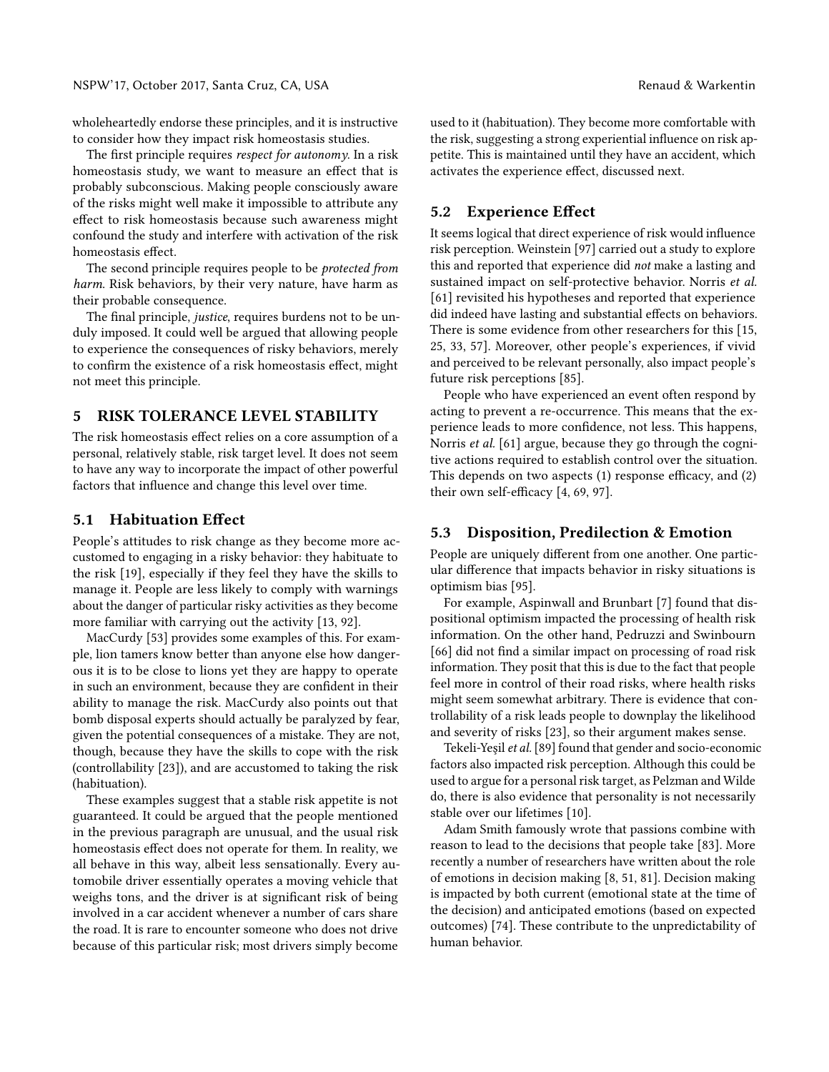wholeheartedly endorse these principles, and it is instructive to consider how they impact risk homeostasis studies.

The first principle requires *respect for autonomy*. In a risk homeostasis study, we want to measure an effect that is probably subconscious. Making people consciously aware of the risks might well make it impossible to attribute any effect to risk homeostasis because such awareness might confound the study and interfere with activation of the risk homeostasis effect.

The second principle requires people to be *protected from harm*. Risk behaviors, by their very nature, have harm as their probable consequence.

The final principle, *justice*, requires burdens not to be unduly imposed. It could well be argued that allowing people to experience the consequences of risky behaviors, merely to confirm the existence of a risk homeostasis effect, might not meet this principle.

## 5 RISK TOLERANCE LEVEL STABILITY

The risk homeostasis effect relies on a core assumption of a personal, relatively stable, risk target level. It does not seem to have any way to incorporate the impact of other powerful factors that influence and change this level over time.

### 5.1 Habituation Effect

People's attitudes to risk change as they become more accustomed to engaging in a risky behavior: they habituate to the risk [19], especially if they feel they have the skills to manage it. People are less likely to comply with warnings about the danger of particular risky activities as they become more familiar with carrying out the activity [13, 92].

MacCurdy [53] provides some examples of this. For example, lion tamers know better than anyone else how dangerous it is to be close to lions yet they are happy to operate in such an environment, because they are confident in their ability to manage the risk. MacCurdy also points out that bomb disposal experts should actually be paralyzed by fear, given the potential consequences of a mistake. They are not, though, because they have the skills to cope with the risk (controllability [23]), and are accustomed to taking the risk (habituation).

These examples suggest that a stable risk appetite is not guaranteed. It could be argued that the people mentioned in the previous paragraph are unusual, and the usual risk homeostasis effect does not operate for them. In reality, we all behave in this way, albeit less sensationally. Every automobile driver essentially operates a moving vehicle that weighs tons, and the driver is at significant risk of being involved in a car accident whenever a number of cars share the road. It is rare to encounter someone who does not drive because of this particular risk; most drivers simply become used to it (habituation). They become more comfortable with the risk, suggesting a strong experiential influence on risk appetite. This is maintained until they have an accident, which activates the experience effect, discussed next.

### 5.2 Experience Effect

It seems logical that direct experience of risk would influence risk perception. Weinstein [97] carried out a study to explore this and reported that experience did *not* make a lasting and sustained impact on self-protective behavior. Norris *et al.* [61] revisited his hypotheses and reported that experience did indeed have lasting and substantial effects on behaviors. There is some evidence from other researchers for this [15, 25, 33, 57]. Moreover, other people's experiences, if vivid and perceived to be relevant personally, also impact people's future risk perceptions [85].

People who have experienced an event often respond by acting to prevent a re-occurrence. This means that the experience leads to more confidence, not less. This happens, Norris *et al.* [61] argue, because they go through the cognitive actions required to establish control over the situation. This depends on two aspects (1) response efficacy, and (2) their own self-efficacy [4, 69, 97].

### 5.3 Disposition, Predilection & Emotion

People are uniquely different from one another. One particular difference that impacts behavior in risky situations is optimism bias [95].

For example, Aspinwall and Brunbart [7] found that dispositional optimism impacted the processing of health risk information. On the other hand, Pedruzzi and Swinbourn [66] did not find a similar impact on processing of road risk information. They posit that this is due to the fact that people feel more in control of their road risks, where health risks might seem somewhat arbitrary. There is evidence that controllability of a risk leads people to downplay the likelihood and severity of risks [23], so their argument makes sense.

Tekeli-Yeşil *et al.* [89] found that gender and socio-economic factors also impacted risk perception. Although this could be used to argue for a personal risk target, as Pelzman and Wilde do, there is also evidence that personality is not necessarily stable over our lifetimes [10].

Adam Smith famously wrote that passions combine with reason to lead to the decisions that people take [83]. More recently a number of researchers have written about the role of emotions in decision making [8, 51, 81]. Decision making is impacted by both current (emotional state at the time of the decision) and anticipated emotions (based on expected outcomes) [74]. These contribute to the unpredictability of human behavior.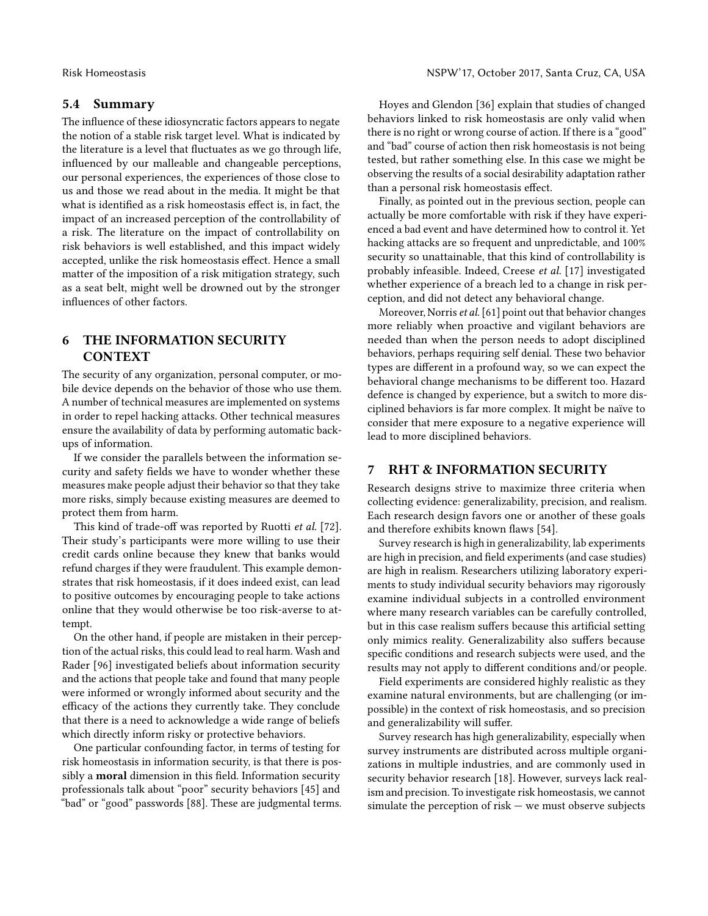### 5.4 Summary

The influence of these idiosyncratic factors appears to negate the notion of a stable risk target level. What is indicated by the literature is a level that fluctuates as we go through life, influenced by our malleable and changeable perceptions, our personal experiences, the experiences of those close to us and those we read about in the media. It might be that what is identified as a risk homeostasis effect is, in fact, the impact of an increased perception of the controllability of a risk. The literature on the impact of controllability on risk behaviors is well established, and this impact widely accepted, unlike the risk homeostasis effect. Hence a small matter of the imposition of a risk mitigation strategy, such as a seat belt, might well be drowned out by the stronger influences of other factors.

## 6 THE INFORMATION SECURITY CONTEXT

The security of any organization, personal computer, or mobile device depends on the behavior of those who use them. A number of technical measures are implemented on systems in order to repel hacking attacks. Other technical measures ensure the availability of data by performing automatic backups of information.

If we consider the parallels between the information security and safety fields we have to wonder whether these measures make people adjust their behavior so that they take more risks, simply because existing measures are deemed to protect them from harm.

This kind of trade-off was reported by Ruotti *et al.* [72]. Their study's participants were more willing to use their credit cards online because they knew that banks would refund charges if they were fraudulent. This example demonstrates that risk homeostasis, if it does indeed exist, can lead to positive outcomes by encouraging people to take actions online that they would otherwise be too risk-averse to attempt.

On the other hand, if people are mistaken in their perception of the actual risks, this could lead to real harm. Wash and Rader [96] investigated beliefs about information security and the actions that people take and found that many people were informed or wrongly informed about security and the efficacy of the actions they currently take. They conclude that there is a need to acknowledge a wide range of beliefs which directly inform risky or protective behaviors.

One particular confounding factor, in terms of testing for risk homeostasis in information security, is that there is possibly a **moral** dimension in this field. Information security professionals talk about "poor" security behaviors [45] and "bad" or "good" passwords [88]. These are judgmental terms.

Hoyes and Glendon [36] explain that studies of changed behaviors linked to risk homeostasis are only valid when there is no right or wrong course of action. If there is a "good" and "bad" course of action then risk homeostasis is not being tested, but rather something else. In this case we might be observing the results of a social desirability adaptation rather than a personal risk homeostasis effect.

Finally, as pointed out in the previous section, people can actually be more comfortable with risk if they have experienced a bad event and have determined how to control it. Yet hacking attacks are so frequent and unpredictable, and 100% security so unattainable, that this kind of controllability is probably infeasible. Indeed, Creese *et al.* [17] investigated whether experience of a breach led to a change in risk perception, and did not detect any behavioral change.

Moreover, Norris *et al.* [61] point out that behavior changes more reliably when proactive and vigilant behaviors are needed than when the person needs to adopt disciplined behaviors, perhaps requiring self denial. These two behavior types are different in a profound way, so we can expect the behavioral change mechanisms to be different too. Hazard defence is changed by experience, but a switch to more disciplined behaviors is far more complex. It might be naïve to consider that mere exposure to a negative experience will lead to more disciplined behaviors.

## 7 RHT & INFORMATION SECURITY

Research designs strive to maximize three criteria when collecting evidence: generalizability, precision, and realism. Each research design favors one or another of these goals and therefore exhibits known flaws [54].

Survey research is high in generalizability, lab experiments are high in precision, and field experiments (and case studies) are high in realism. Researchers utilizing laboratory experiments to study individual security behaviors may rigorously examine individual subjects in a controlled environment where many research variables can be carefully controlled, but in this case realism suffers because this artificial setting only mimics reality. Generalizability also suffers because specific conditions and research subjects were used, and the results may not apply to different conditions and/or people.

Field experiments are considered highly realistic as they examine natural environments, but are challenging (or impossible) in the context of risk homeostasis, and so precision and generalizability will suffer.

Survey research has high generalizability, especially when survey instruments are distributed across multiple organizations in multiple industries, and are commonly used in security behavior research [18]. However, surveys lack realism and precision. To investigate risk homeostasis, we cannot simulate the perception of risk — we must observe subjects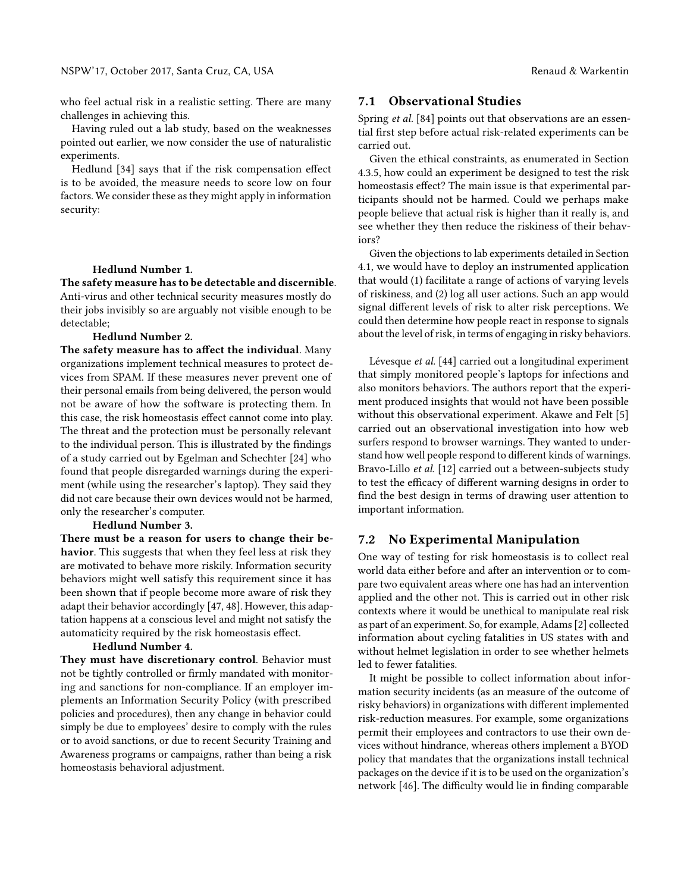who feel actual risk in a realistic setting. There are many challenges in achieving this.

Having ruled out a lab study, based on the weaknesses pointed out earlier, we now consider the use of naturalistic experiments.

Hedlund [34] says that if the risk compensation effect is to be avoided, the measure needs to score low on four factors. We consider these as they might apply in information security:

**Hedlund Number 1.**

**The safety measure has to be detectable and discernible**. Anti-virus and other technical security measures mostly do their jobs invisibly so are arguably not visible enough to be detectable;

**Hedlund Number 2.**

**The safety measure has to affect the individual**. Many organizations implement technical measures to protect devices from SPAM. If these measures never prevent one of their personal emails from being delivered, the person would not be aware of how the software is protecting them. In this case, the risk homeostasis effect cannot come into play. The threat and the protection must be personally relevant to the individual person. This is illustrated by the findings of a study carried out by Egelman and Schechter [24] who found that people disregarded warnings during the experiment (while using the researcher's laptop). They said they did not care because their own devices would not be harmed, only the researcher's computer.

**Hedlund Number 3.**

**There must be a reason for users to change their behavior**. This suggests that when they feel less at risk they are motivated to behave more riskily. Information security behaviors might well satisfy this requirement since it has been shown that if people become more aware of risk they adapt their behavior accordingly [47, 48]. However, this adaptation happens at a conscious level and might not satisfy the automaticity required by the risk homeostasis effect.

**Hedlund Number 4.**

**They must have discretionary control**. Behavior must not be tightly controlled or firmly mandated with monitoring and sanctions for non-compliance. If an employer implements an Information Security Policy (with prescribed policies and procedures), then any change in behavior could simply be due to employees' desire to comply with the rules or to avoid sanctions, or due to recent Security Training and Awareness programs or campaigns, rather than being a risk homeostasis behavioral adjustment.

## 7.1 Observational Studies

Spring *et al.* [84] points out that observations are an essential first step before actual risk-related experiments can be carried out.

Given the ethical constraints, as enumerated in Section 4.3.5, how could an experiment be designed to test the risk homeostasis effect? The main issue is that experimental participants should not be harmed. Could we perhaps make people believe that actual risk is higher than it really is, and see whether they then reduce the riskiness of their behaviors?

Given the objections to lab experiments detailed in Section 4.1, we would have to deploy an instrumented application that would (1) facilitate a range of actions of varying levels of riskiness, and (2) log all user actions. Such an app would signal different levels of risk to alter risk perceptions. We could then determine how people react in response to signals about the level of risk, in terms of engaging in risky behaviors.

Lévesque *et al.* [44] carried out a longitudinal experiment that simply monitored people's laptops for infections and also monitors behaviors. The authors report that the experiment produced insights that would not have been possible without this observational experiment. Akawe and Felt [5] carried out an observational investigation into how web surfers respond to browser warnings. They wanted to understand how well people respond to different kinds of warnings. Bravo-Lillo *et al.* [12] carried out a between-subjects study to test the efficacy of different warning designs in order to find the best design in terms of drawing user attention to important information.

## 7.2 No Experimental Manipulation

One way of testing for risk homeostasis is to collect real world data either before and after an intervention or to compare two equivalent areas where one has had an intervention applied and the other not. This is carried out in other risk contexts where it would be unethical to manipulate real risk as part of an experiment. So, for example, Adams [2] collected information about cycling fatalities in US states with and without helmet legislation in order to see whether helmets led to fewer fatalities.

It might be possible to collect information about information security incidents (as an measure of the outcome of risky behaviors) in organizations with different implemented risk-reduction measures. For example, some organizations permit their employees and contractors to use their own devices without hindrance, whereas others implement a BYOD policy that mandates that the organizations install technical packages on the device if it is to be used on the organization's network [46]. The difficulty would lie in finding comparable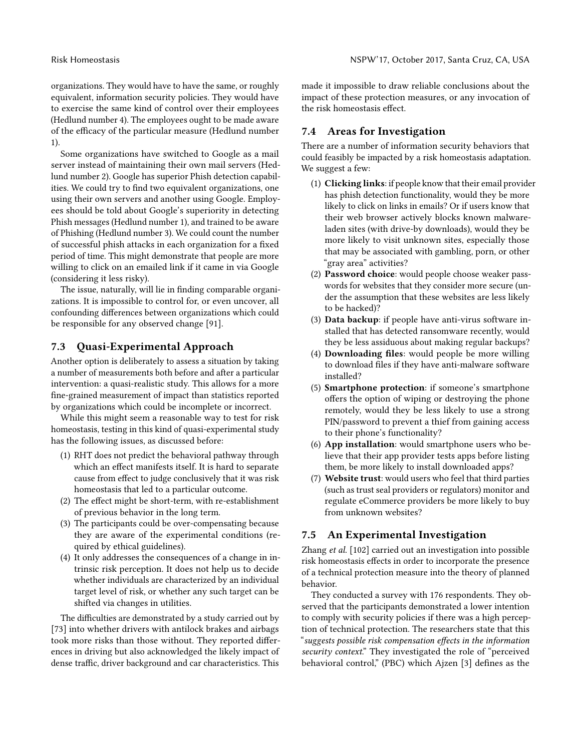organizations. They would have to have the same, or roughly equivalent, information security policies. They would have to exercise the same kind of control over their employees (Hedlund number 4). The employees ought to be made aware of the efficacy of the particular measure (Hedlund number 1).

Some organizations have switched to Google as a mail server instead of maintaining their own mail servers (Hedlund number 2). Google has superior Phish detection capabilities. We could try to find two equivalent organizations, one using their own servers and another using Google. Employees should be told about Google's superiority in detecting Phish messages (Hedlund number 1), and trained to be aware of Phishing (Hedlund number 3). We could count the number of successful phish attacks in each organization for a fixed period of time. This might demonstrate that people are more willing to click on an emailed link if it came in via Google (considering it less risky).

The issue, naturally, will lie in finding comparable organizations. It is impossible to control for, or even uncover, all confounding differences between organizations which could be responsible for any observed change [91].

### 7.3 Quasi-Experimental Approach

Another option is deliberately to assess a situation by taking a number of measurements both before and after a particular intervention: a quasi-realistic study. This allows for a more fine-grained measurement of impact than statistics reported by organizations which could be incomplete or incorrect.

While this might seem a reasonable way to test for risk homeostasis, testing in this kind of quasi-experimental study has the following issues, as discussed before:

1. RHT does not predict the behavioral pathway through which an effect manifests itself. It is hard to separate cause from effect to judge conclusively that it was risk homeostasis that led to a particular outcome.
2. The effect might be short-term, with re-establishment of previous behavior in the long term.
3. The participants could be over-compensating because they are aware of the experimental conditions (required by ethical guidelines).
4. It only addresses the consequences of a change in intrinsic risk perception. It does not help us to decide whether individuals are characterized by an individual target level of risk, or whether any such target can be shifted via changes in utilities.

The difficulties are demonstrated by a study carried out by [73] into whether drivers with antilock brakes and airbags took more risks than those without. They reported differences in driving but also acknowledged the likely impact of dense traffic, driver background and car characteristics. This made it impossible to draw reliable conclusions about the impact of these protection measures, or any invocation of the risk homeostasis effect.

### 7.4 Areas for Investigation

There are a number of information security behaviors that could feasibly be impacted by a risk homeostasis adaptation. We suggest a few:

1. **Clicking links**: if people know that their email provider has phish detection functionality, would they be more likely to click on links in emails? Or if users know that their web browser actively blocks known malware-laden sites (with drive-by downloads), would they be more likely to visit unknown sites, especially those that may be associated with gambling, porn, or other "gray area" activities?
2. **Password choice**: would people choose weaker passwords for websites that they consider more secure (under the assumption that these websites are less likely to be hacked)?
3. **Data backup**: if people have anti-virus software installed that has detected ransomware recently, would they be less assiduous about making regular backups?
4. **Downloading files**: would people be more willing to download files if they have anti-malware software installed?
5. **Smartphone protection**: if someone's smartphone offers the option of wiping or destroying the phone remotely, would they be less likely to use a strong PIN/password to prevent a thief from gaining access to their phone's functionality?
6. **App installation**: would smartphone users who believe that their app provider tests apps before listing them, be more likely to install downloaded apps?
7. **Website trust**: would users who feel that third parties (such as trust seal providers or regulators) monitor and regulate eCommerce providers be more likely to buy from unknown websites?

### 7.5 An Experimental Investigation

Zhang *et al.* [102] carried out an investigation into possible risk homeostasis effects in order to incorporate the presence of a technical protection measure into the theory of planned behavior.

They conducted a survey with 176 respondents. They observed that the participants demonstrated a lower intention to comply with security policies if there was a high perception of technical protection. The researchers state that this "*suggests possible risk compensation effects in the information security context.*" They investigated the role of "perceived behavioral control," (PBC) which Ajzen [3] defines as the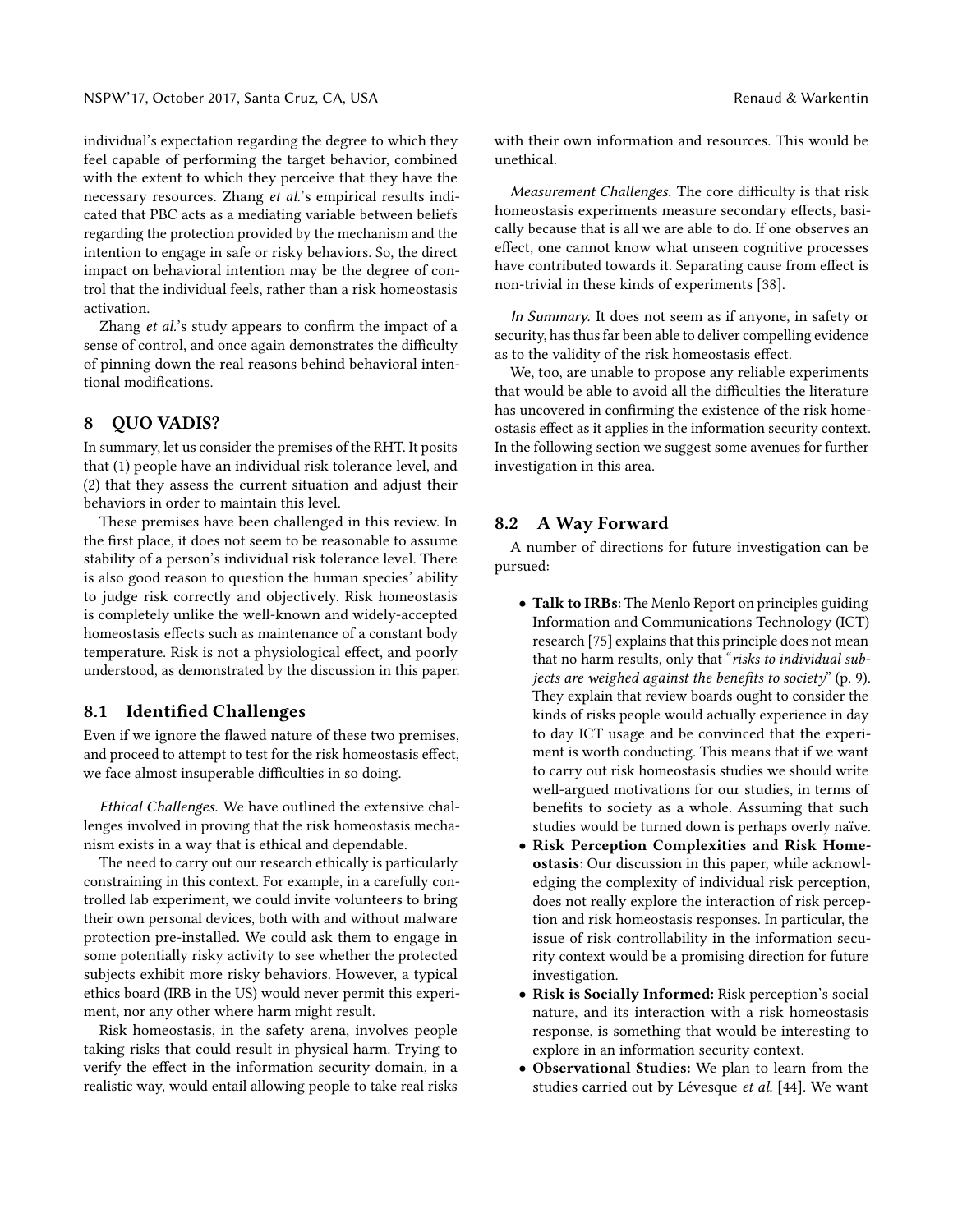individual's expectation regarding the degree to which they feel capable of performing the target behavior, combined with the extent to which they perceive that they have the necessary resources. Zhang *et al.*'s empirical results indicated that PBC acts as a mediating variable between beliefs regarding the protection provided by the mechanism and the intention to engage in safe or risky behaviors. So, the direct impact on behavioral intention may be the degree of control that the individual feels, rather than a risk homeostasis activation.

Zhang *et al.*'s study appears to confirm the impact of a sense of control, and once again demonstrates the difficulty of pinning down the real reasons behind behavioral intentional modifications.

## 8 QUO VADIS?

In summary, let us consider the premises of the RHT. It posits that (1) people have an individual risk tolerance level, and (2) that they assess the current situation and adjust their behaviors in order to maintain this level.

These premises have been challenged in this review. In the first place, it does not seem to be reasonable to assume stability of a person's individual risk tolerance level. There is also good reason to question the human species' ability to judge risk correctly and objectively. Risk homeostasis is completely unlike the well-known and widely-accepted homeostasis effects such as maintenance of a constant body temperature. Risk is not a physiological effect, and poorly understood, as demonstrated by the discussion in this paper.

### 8.1 Identified Challenges

Even if we ignore the flawed nature of these two premises, and proceed to attempt to test for the risk homeostasis effect, we face almost insuperable difficulties in so doing.

*Ethical Challenges.* We have outlined the extensive challenges involved in proving that the risk homeostasis mechanism exists in a way that is ethical and dependable.

The need to carry out our research ethically is particularly constraining in this context. For example, in a carefully controlled lab experiment, we could invite volunteers to bring their own personal devices, both with and without malware protection pre-installed. We could ask them to engage in some potentially risky activity to see whether the protected subjects exhibit more risky behaviors. However, a typical ethics board (IRB in the US) would never permit this experiment, nor any other where harm might result.

Risk homeostasis, in the safety arena, involves people taking risks that could result in physical harm. Trying to verify the effect in the information security domain, in a realistic way, would entail allowing people to take real risks with their own information and resources. This would be unethical.

*Measurement Challenges.* The core difficulty is that risk homeostasis experiments measure secondary effects, basically because that is all we are able to do. If one observes an effect, one cannot know what unseen cognitive processes have contributed towards it. Separating cause from effect is non-trivial in these kinds of experiments [38].

*In Summary.* It does not seem as if anyone, in safety or security, has thus far been able to deliver compelling evidence as to the validity of the risk homeostasis effect.

We, too, are unable to propose any reliable experiments that would be able to avoid all the difficulties the literature has uncovered in confirming the existence of the risk homeostasis effect as it applies in the information security context. In the following section we suggest some avenues for further investigation in this area.

### 8.2 A Way Forward

A number of directions for future investigation can be pursued:

- **Talk to IRBs**: The Menlo Report on principles guiding Information and Communications Technology (ICT) research [75] explains that this principle does not mean that no harm results, only that "*risks to individual subjects are weighed against the benefits to society*" (p. 9). They explain that review boards ought to consider the kinds of risks people would actually experience in day to day ICT usage and be convinced that the experiment is worth conducting. This means that if we want to carry out risk homeostasis studies we should write well-argued motivations for our studies, in terms of benefits to society as a whole. Assuming that such studies would be turned down is perhaps overly naïve.
- **Risk Perception Complexities and Risk Homeostasis**: Our discussion in this paper, while acknowledging the complexity of individual risk perception, does not really explore the interaction of risk perception and risk homeostasis responses. In particular, the issue of risk controllability in the information security context would be a promising direction for future investigation.
- **Risk is Socially Informed:** Risk perception's social nature, and its interaction with a risk homeostasis response, is something that would be interesting to explore in an information security context.
- **Observational Studies:** We plan to learn from the studies carried out by Lévesque *et al.* [44]. We want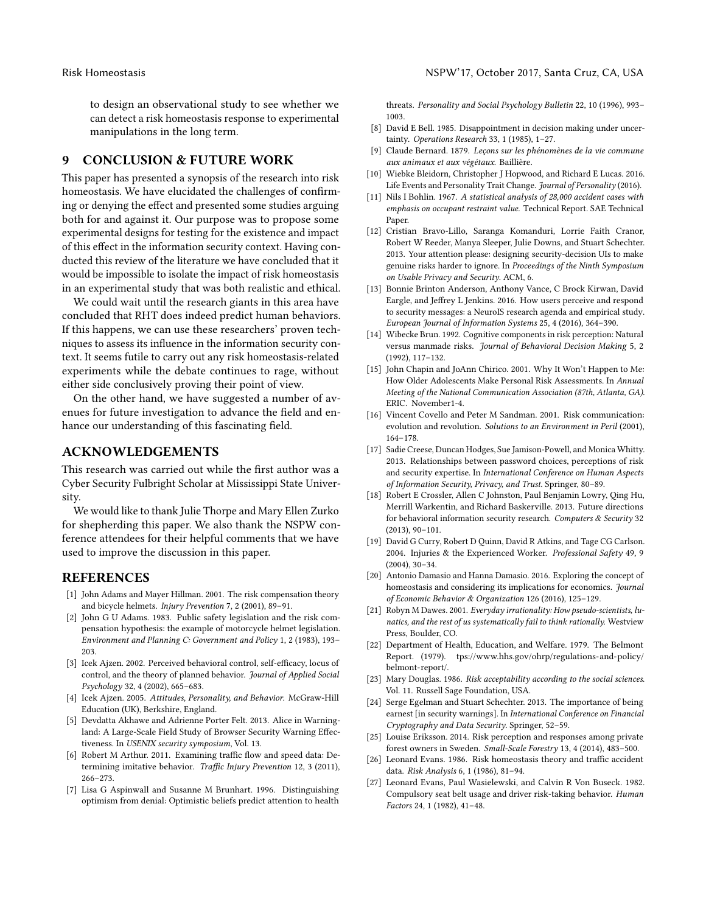to design an observational study to see whether we can detect a risk homeostasis response to experimental manipulations in the long term.

## 9 CONCLUSION & FUTURE WORK

This paper has presented a synopsis of the research into risk homeostasis. We have elucidated the challenges of confirming or denying the effect and presented some studies arguing both for and against it. Our purpose was to propose some experimental designs for testing for the existence and impact of this effect in the information security context. Having conducted this review of the literature we have concluded that it would be impossible to isolate the impact of risk homeostasis in an experimental study that was both realistic and ethical.

We could wait until the research giants in this area have concluded that RHT does indeed predict human behaviors. If this happens, we can use these researchers' proven techniques to assess its influence in the information security context. It seems futile to carry out any risk homeostasis-related experiments while the debate continues to rage, without either side conclusively proving their point of view.

On the other hand, we have suggested a number of avenues for future investigation to advance the field and enhance our understanding of this fascinating field.

## ACKNOWLEDGEMENTS

This research was carried out while the first author was a Cyber Security Fulbright Scholar at Mississippi State University.

We would like to thank Julie Thorpe and Mary Ellen Zurko for shepherding this paper. We also thank the NSPW conference attendees for their helpful comments that we have used to improve the discussion in this paper.

## REFERENCES

- [1] John Adams and Mayer Hillman. 2001. The risk compensation theory and bicycle helmets. *Injury Prevention* 7, 2 (2001), 89–91.
- [2] John G U Adams. 1983. Public safety legislation and the risk compensation hypothesis: the example of motorcycle helmet legislation. *Environment and Planning C: Government and Policy* 1, 2 (1983), 193–203.
- [3] Icek Ajzen. 2002. Perceived behavioral control, self-efficacy, locus of control, and the theory of planned behavior. *Journal of Applied Social Psychology* 32, 4 (2002), 665–683.
- [4] Icek Ajzen. 2005. *Attitudes, Personality, and Behavior.* McGraw-Hill Education (UK), Berkshire, England.
- [5] Devdatta Akhawe and Adrienne Porter Felt. 2013. Alice in Warningland: A Large-Scale Field Study of Browser Security Warning Effectiveness. In *USENIX security symposium*, Vol. 13.
- [6] Robert M Arthur. 2011. Examining traffic flow and speed data: Determining imitative behavior. *Traffic Injury Prevention* 12, 3 (2011), 266–273.
- [7] Lisa G Aspinwall and Susanne M Brunhart. 1996. Distinguishing optimism from denial: Optimistic beliefs predict attention to health threats. *Personality and Social Psychology Bulletin* 22, 10 (1996), 993–1003.
- [8] David E Bell. 1985. Disappointment in decision making under uncertainty. *Operations Research* 33, 1 (1985), 1–27.
- [9] Claude Bernard. 1879. *Leçons sur les phénomènes de la vie commune aux animaux et aux végétaux.* Baillière.
- [10] Wiebke Bleidorn, Christopher J Hopwood, and Richard E Lucas. 2016. Life Events and Personality Trait Change. *Journal of Personality* (2016).
- [11] Nils I Bohlin. 1967. *A statistical analysis of 28,000 accident cases with emphasis on occupant restraint value.* Technical Report. SAE Technical Paper.
- [12] Cristian Bravo-Lillo, Saranga Komanduri, Lorrie Faith Cranor, Robert W Reeder, Manya Sleeper, Julie Downs, and Stuart Schechter. 2013. Your attention please: designing security-decision UIs to make genuine risks harder to ignore. In *Proceedings of the Ninth Symposium on Usable Privacy and Security.* ACM, 6.
- [13] Bonnie Brinton Anderson, Anthony Vance, C Brock Kirwan, David Eargle, and Jeffrey L Jenkins. 2016. How users perceive and respond to security messages: a NeuroIS research agenda and empirical study. *European Journal of Information Systems* 25, 4 (2016), 364–390.
- [14] Wibecke Brun. 1992. Cognitive components in risk perception: Natural versus manmade risks. *Journal of Behavioral Decision Making* 5, 2 (1992), 117–132.
- [15] John Chapin and JoAnn Chirico. 2001. Why It Won't Happen to Me: How Older Adolescents Make Personal Risk Assessments. In *Annual Meeting of the National Communication Association (87th, Atlanta, GA).* ERIC. November1-4.
- [16] Vincent Covello and Peter M Sandman. 2001. Risk communication: evolution and revolution. *Solutions to an Environment in Peril* (2001), 164–178.
- [17] Sadie Creese, Duncan Hodges, Sue Jamison-Powell, and Monica Whitty. 2013. Relationships between password choices, perceptions of risk and security expertise. In *International Conference on Human Aspects of Information Security, Privacy, and Trust.* Springer, 80–89.
- [18] Robert E Crossler, Allen C Johnston, Paul Benjamin Lowry, Qing Hu, Merrill Warkentin, and Richard Baskerville. 2013. Future directions for behavioral information security research. *Computers & Security* 32 (2013), 90–101.
- [19] David G Curry, Robert D Quinn, David R Atkins, and Tage CG Carlson. 2004. Injuries & the Experienced Worker. *Professional Safety* 49, 9 (2004), 30–34.
- [20] Antonio Damasio and Hanna Damasio. 2016. Exploring the concept of homeostasis and considering its implications for economics. *Journal of Economic Behavior & Organization* 126 (2016), 125–129.
- [21] Robyn M Dawes. 2001. *Everyday irrationality: How pseudo-scientists, lunatics, and the rest of us systematically fail to think rationally.* Westview Press, Boulder, CO.
- [22] Department of Health, Education, and Welfare. 1979. The Belmont Report. (1979). tps://www.hhs.gov/ohrp/regulations-and-policy/belmont-report/.
- [23] Mary Douglas. 1986. *Risk acceptability according to the social sciences.* Vol. 11. Russell Sage Foundation, USA.
- [24] Serge Egelman and Stuart Schechter. 2013. The importance of being earnest [in security warnings]. In *International Conference on Financial Cryptography and Data Security.* Springer, 52–59.
- [25] Louise Eriksson. 2014. Risk perception and responses among private forest owners in Sweden. *Small-Scale Forestry* 13, 4 (2014), 483–500.
- [26] Leonard Evans. 1986. Risk homeostasis theory and traffic accident data. *Risk Analysis* 6, 1 (1986), 81–94.
- [27] Leonard Evans, Paul Wasielewski, and Calvin R Von Buseck. 1982. Compulsory seat belt usage and driver risk-taking behavior. *Human Factors* 24, 1 (1982), 41–48.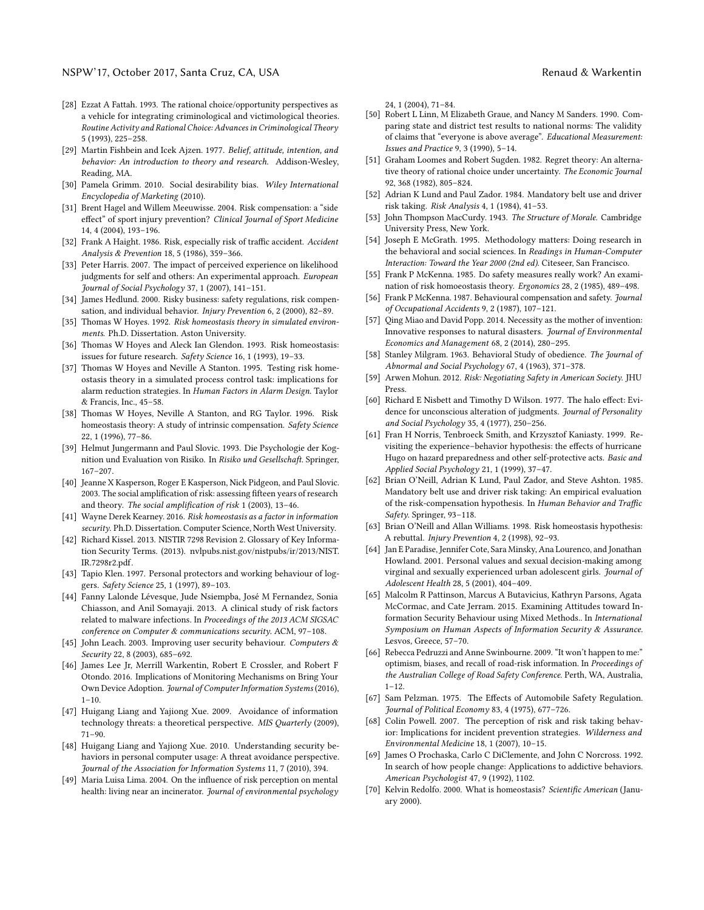- [28] Ezzat A Fattah. 1993. The rational choice/opportunity perspectives as a vehicle for integrating criminological and victimological theories. *Routine Activity and Rational Choice: Advances in Criminological Theory* 5 (1993), 225–258.
- [29] Martin Fishbein and Icek Ajzen. 1977. *Belief, attitude, intention, and behavior: An introduction to theory and research.* Addison-Wesley, Reading, MA.
- [30] Pamela Grimm. 2010. Social desirability bias. *Wiley International Encyclopedia of Marketing* (2010).
- [31] Brent Hagel and Willem Meeuwisse. 2004. Risk compensation: a "side effect" of sport injury prevention? *Clinical Journal of Sport Medicine* 14, 4 (2004), 193–196.
- [32] Frank A Haight. 1986. Risk, especially risk of traffic accident. *Accident Analysis & Prevention* 18, 5 (1986), 359–366.
- [33] Peter Harris. 2007. The impact of perceived experience on likelihood judgments for self and others: An experimental approach. *European Journal of Social Psychology* 37, 1 (2007), 141–151.
- [34] James Hedlund. 2000. Risky business: safety regulations, risk compensation, and individual behavior. *Injury Prevention* 6, 2 (2000), 82–89.
- [35] Thomas W Hoyes. 1992. *Risk homeostasis theory in simulated environments.* Ph.D. Dissertation. Aston University.
- [36] Thomas W Hoyes and Aleck Ian Glendon. 1993. Risk homeostasis: issues for future research. *Safety Science* 16, 1 (1993), 19–33.
- [37] Thomas W Hoyes and Neville A Stanton. 1995. Testing risk homeostasis theory in a simulated process control task: implications for alarm reduction strategies. In *Human Factors in Alarm Design.* Taylor & Francis, Inc., 45–58.
- [38] Thomas W Hoyes, Neville A Stanton, and RG Taylor. 1996. Risk homeostasis theory: A study of intrinsic compensation. *Safety Science* 22, 1 (1996), 77–86.
- [39] Helmut Jungermann and Paul Slovic. 1993. Die Psychologie der Kognition und Evaluation von Risiko. In *Risiko und Gesellschaft.* Springer, 167–207.
- [40] Jeanne X Kasperson, Roger E Kasperson, Nick Pidgeon, and Paul Slovic. 2003. The social amplification of risk: assessing fifteen years of research and theory. *The social amplification of risk* 1 (2003), 13–46.
- [41] Wayne Derek Kearney. 2016. *Risk homeostasis as a factor in information security.* Ph.D. Dissertation. Computer Science, North West University.
- [42] Richard Kissel. 2013. NISTIR 7298 Revision 2. Glossary of Key Information Security Terms. (2013). nvlpubs.nist.gov/nistpubs/ir/2013/NIST.IR.7298r2.pdf.
- [43] Tapio Klen. 1997. Personal protectors and working behaviour of loggers. *Safety Science* 25, 1 (1997), 89–103.
- [44] Fanny Lalonde Lévesque, Jude Nsiempba, José M Fernandez, Sonia Chiasson, and Anil Somayaji. 2013. A clinical study of risk factors related to malware infections. In *Proceedings of the 2013 ACM SIGSAC conference on Computer & communications security.* ACM, 97–108.
- [45] John Leach. 2003. Improving user security behaviour. *Computers & Security* 22, 8 (2003), 685–692.
- [46] James Lee Jr, Merrill Warkentin, Robert E Crossler, and Robert F Otondo. 2016. Implications of Monitoring Mechanisms on Bring Your Own Device Adoption. *Journal of Computer Information Systems* (2016), 1–10.
- [47] Huigang Liang and Yajiong Xue. 2009. Avoidance of information technology threats: a theoretical perspective. *MIS Quarterly* (2009), 71–90.
- [48] Huigang Liang and Yajiong Xue. 2010. Understanding security behaviors in personal computer usage: A threat avoidance perspective. *Journal of the Association for Information Systems* 11, 7 (2010), 394.
- [49] Maria Luisa Lima. 2004. On the influence of risk perception on mental health: living near an incinerator. *Journal of environmental psychology* 24, 1 (2004), 71–84.
- [50] Robert L Linn, M Elizabeth Graue, and Nancy M Sanders. 1990. Comparing state and district test results to national norms: The validity of claims that "everyone is above average". *Educational Measurement: Issues and Practice* 9, 3 (1990), 5–14.
- [51] Graham Loomes and Robert Sugden. 1982. Regret theory: An alternative theory of rational choice under uncertainty. *The Economic Journal* 92, 368 (1982), 805–824.
- [52] Adrian K Lund and Paul Zador. 1984. Mandatory belt use and driver risk taking. *Risk Analysis* 4, 1 (1984), 41–53.
- [53] John Thompson MacCurdy. 1943. *The Structure of Morale.* Cambridge University Press, New York.
- [54] Joseph E McGrath. 1995. Methodology matters: Doing research in the behavioral and social sciences. In *Readings in Human-Computer Interaction: Toward the Year 2000 (2nd ed).* Citeseer, San Francisco.
- [55] Frank P McKenna. 1985. Do safety measures really work? An examination of risk homoeostasis theory. *Ergonomics* 28, 2 (1985), 489–498.
- [56] Frank P McKenna. 1987. Behavioural compensation and safety. *Journal of Occupational Accidents* 9, 2 (1987), 107–121.
- [57] Qing Miao and David Popp. 2014. Necessity as the mother of invention: Innovative responses to natural disasters. *Journal of Environmental Economics and Management* 68, 2 (2014), 280–295.
- [58] Stanley Milgram. 1963. Behavioral Study of obedience. *The Journal of Abnormal and Social Psychology* 67, 4 (1963), 371–378.
- [59] Arwen Mohun. 2012. *Risk: Negotiating Safety in American Society.* JHU Press.
- [60] Richard E Nisbett and Timothy D Wilson. 1977. The halo effect: Evidence for unconscious alteration of judgments. *Journal of Personality and Social Psychology* 35, 4 (1977), 250–256.
- [61] Fran H Norris, Tenbroeck Smith, and Krzysztof Kaniasty. 1999. Revisiting the experience–behavior hypothesis: the effects of hurricane Hugo on hazard preparedness and other self-protective acts. *Basic and Applied Social Psychology* 21, 1 (1999), 37–47.
- [62] Brian O'Neill, Adrian K Lund, Paul Zador, and Steve Ashton. 1985. Mandatory belt use and driver risk taking: An empirical evaluation of the risk-compensation hypothesis. In *Human Behavior and Traffic Safety.* Springer, 93–118.
- [63] Brian O'Neill and Allan Williams. 1998. Risk homeostasis hypothesis: A rebuttal. *Injury Prevention* 4, 2 (1998), 92–93.
- [64] Jan E Paradise, Jennifer Cote, Sara Minsky, Ana Lourenco, and Jonathan Howland. 2001. Personal values and sexual decision-making among virginal and sexually experienced urban adolescent girls. *Journal of Adolescent Health* 28, 5 (2001), 404–409.
- [65] Malcolm R Pattinson, Marcus A Butavicius, Kathryn Parsons, Agata McCormac, and Cate Jerram. 2015. Examining Attitudes toward Information Security Behaviour using Mixed Methods.. In *International Symposium on Human Aspects of Information Security & Assurance.* Lesvos, Greece, 57–70.
- [66] Rebecca Pedruzzi and Anne Swinbourne. 2009. "It won't happen to me:" optimism, biases, and recall of road-risk information. In *Proceedings of the Australian College of Road Safety Conference.* Perth, WA, Australia, 1–12.
- [67] Sam Pelzman. 1975. The Effects of Automobile Safety Regulation. *Journal of Political Economy* 83, 4 (1975), 677–726.
- [68] Colin Powell. 2007. The perception of risk and risk taking behavior: Implications for incident prevention strategies. *Wilderness and Environmental Medicine* 18, 1 (2007), 10–15.
- [69] James O Prochaska, Carlo C DiClemente, and John C Norcross. 1992. In search of how people change: Applications to addictive behaviors. *American Psychologist* 47, 9 (1992), 1102.
- [70] Kelvin Redolfo. 2000. What is homeostasis? *Scientific American* (January 2000).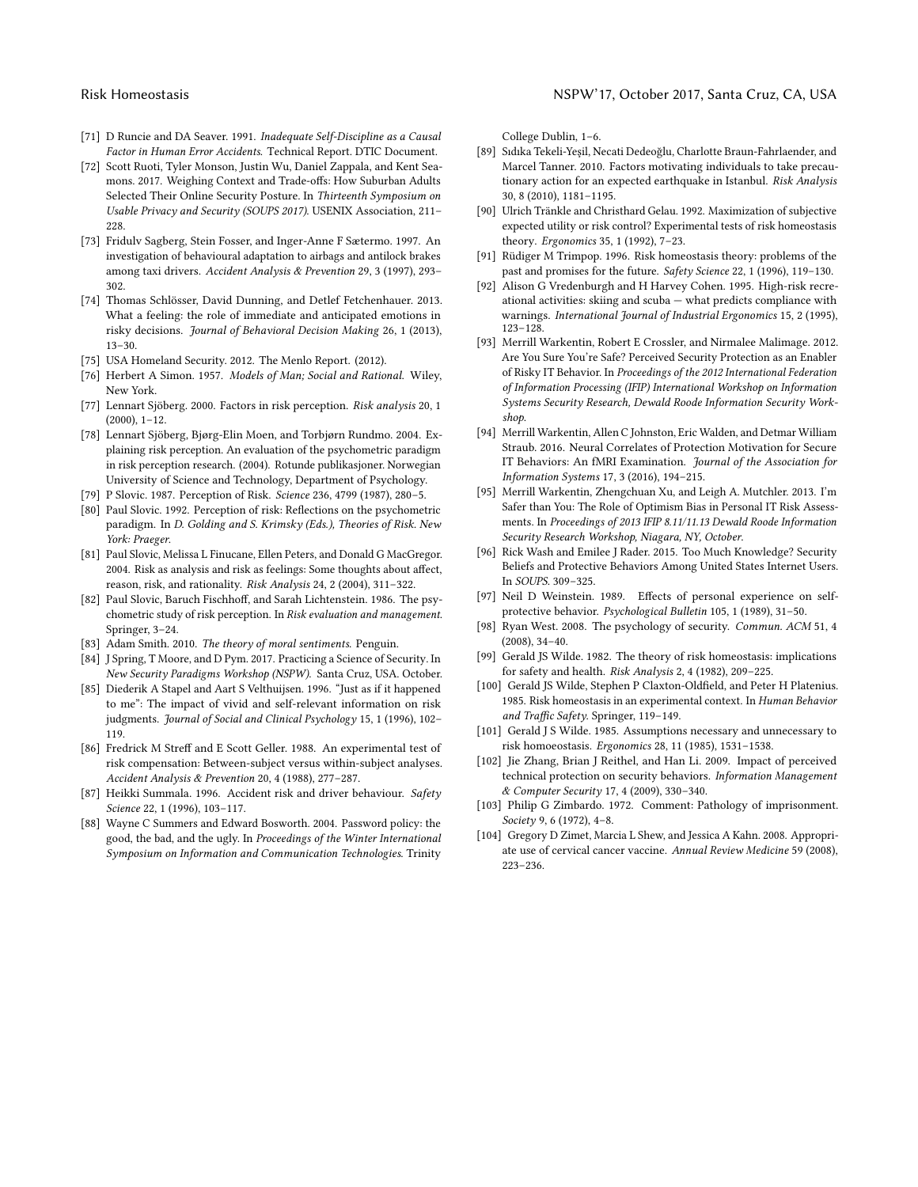- [71] D Runcie and DA Seaver. 1991. *Inadequate Self-Discipline as a Causal Factor in Human Error Accidents.* Technical Report. DTIC Document.
- [72] Scott Ruoti, Tyler Monson, Justin Wu, Daniel Zappala, and Kent Seamons. 2017. Weighing Context and Trade-offs: How Suburban Adults Selected Their Online Security Posture. In *Thirteenth Symposium on Usable Privacy and Security (SOUPS 2017)*. USENIX Association, 211–228.
- [73] Fridulv Sagberg, Stein Fosser, and Inger-Anne F Sætermo. 1997. An investigation of behavioural adaptation to airbags and antilock brakes among taxi drivers. *Accident Analysis & Prevention* 29, 3 (1997), 293–302.
- [74] Thomas Schlösser, David Dunning, and Detlef Fetchenhauer. 2013. What a feeling: the role of immediate and anticipated emotions in risky decisions. *Journal of Behavioral Decision Making* 26, 1 (2013), 13–30.
- [75] USA Homeland Security. 2012. The Menlo Report. (2012).
- [76] Herbert A Simon. 1957. *Models of Man; Social and Rational.* Wiley, New York.
- [77] Lennart Sjöberg. 2000. Factors in risk perception. *Risk analysis* 20, 1 (2000), 1–12.
- [78] Lennart Sjöberg, Bjørg-Elin Moen, and Torbjørn Rundmo. 2004. Explaining risk perception. An evaluation of the psychometric paradigm in risk perception research. (2004). Rotunde publikasjoner. Norwegian University of Science and Technology, Department of Psychology.
- [79] P Slovic. 1987. Perception of Risk. *Science* 236, 4799 (1987), 280–5.
- [80] Paul Slovic. 1992. Perception of risk: Reflections on the psychometric paradigm. In *D. Golding and S. Krimsky (Eds.), Theories of Risk. New York: Praeger.*
- [81] Paul Slovic, Melissa L Finucane, Ellen Peters, and Donald G MacGregor. 2004. Risk as analysis and risk as feelings: Some thoughts about affect, reason, risk, and rationality. *Risk Analysis* 24, 2 (2004), 311–322.
- [82] Paul Slovic, Baruch Fischhoff, and Sarah Lichtenstein. 1986. The psychometric study of risk perception. In *Risk evaluation and management.* Springer, 3–24.
- [83] Adam Smith. 2010. *The theory of moral sentiments.* Penguin.
- [84] J Spring, T Moore, and D Pym. 2017. Practicing a Science of Security. In *New Security Paradigms Workshop (NSPW)*. Santa Cruz, USA. October.
- [85] Diederik A Stapel and Aart S Velthuijsen. 1996. "Just as if it happened to me": The impact of vivid and self-relevant information on risk judgments. *Journal of Social and Clinical Psychology* 15, 1 (1996), 102–119.
- [86] Fredrick M Streff and E Scott Geller. 1988. An experimental test of risk compensation: Between-subject versus within-subject analyses. *Accident Analysis & Prevention* 20, 4 (1988), 277–287.
- [87] Heikki Summala. 1996. Accident risk and driver behaviour. *Safety Science* 22, 1 (1996), 103–117.
- [88] Wayne C Summers and Edward Bosworth. 2004. Password policy: the good, the bad, and the ugly. In *Proceedings of the Winter International Symposium on Information and Communication Technologies*. Trinity College Dublin, 1–6.
- [89] Sıdıka Tekeli-Yeşil, Necati Dedeoğlu, Charlotte Braun-Fahrlaender, and Marcel Tanner. 2010. Factors motivating individuals to take precautionary action for an expected earthquake in Istanbul. *Risk Analysis* 30, 8 (2010), 1181–1195.
- [90] Ulrich Tränkle and Christhard Gelau. 1992. Maximization of subjective expected utility or risk control? Experimental tests of risk homeostasis theory. *Ergonomics* 35, 1 (1992), 7–23.
- [91] Rüdiger M Trimpop. 1996. Risk homeostasis theory: problems of the past and promises for the future. *Safety Science* 22, 1 (1996), 119–130.
- [92] Alison G Vredenburgh and H Harvey Cohen. 1995. High-risk recreational activities: skiing and scuba — what predicts compliance with warnings. *International Journal of Industrial Ergonomics* 15, 2 (1995), 123–128.
- [93] Merrill Warkentin, Robert E Crossler, and Nirmalee Malimage. 2012. Are You Sure You're Safe? Perceived Security Protection as an Enabler of Risky IT Behavior. In *Proceedings of the 2012 International Federation of Information Processing (IFIP) International Workshop on Information Systems Security Research, Dewald Roode Information Security Workshop.*
- [94] Merrill Warkentin, Allen C Johnston, Eric Walden, and Detmar William Straub. 2016. Neural Correlates of Protection Motivation for Secure IT Behaviors: An fMRI Examination. *Journal of the Association for Information Systems* 17, 3 (2016), 194–215.
- [95] Merrill Warkentin, Zhengchuan Xu, and Leigh A. Mutchler. 2013. I'm Safer than You: The Role of Optimism Bias in Personal IT Risk Assessments. In *Proceedings of 2013 IFIP 8.11/11.13 Dewald Roode Information Security Research Workshop, Niagara, NY, October.*
- [96] Rick Wash and Emilee J Rader. 2015. Too Much Knowledge? Security Beliefs and Protective Behaviors Among United States Internet Users. In *SOUPS*. 309–325.
- [97] Neil D Weinstein. 1989. Effects of personal experience on self-protective behavior. *Psychological Bulletin* 105, 1 (1989), 31–50.
- [98] Ryan West. 2008. The psychology of security. *Commun. ACM* 51, 4 (2008), 34–40.
- [99] Gerald JS Wilde. 1982. The theory of risk homeostasis: implications for safety and health. *Risk Analysis* 2, 4 (1982), 209–225.
- [100] Gerald JS Wilde, Stephen P Claxton-Oldfield, and Peter H Platenius. 1985. Risk homeostasis in an experimental context. In *Human Behavior and Traffic Safety.* Springer, 119–149.
- [101] Gerald J S Wilde. 1985. Assumptions necessary and unnecessary to risk homoeostasis. *Ergonomics* 28, 11 (1985), 1531–1538.
- [102] Jie Zhang, Brian J Reithel, and Han Li. 2009. Impact of perceived technical protection on security behaviors. *Information Management & Computer Security* 17, 4 (2009), 330–340.
- [103] Philip G Zimbardo. 1972. Comment: Pathology of imprisonment. *Society* 9, 6 (1972), 4–8.
- [104] Gregory D Zimet, Marcia L Shew, and Jessica A Kahn. 2008. Appropriate use of cervical cancer vaccine. *Annual Review Medicine* 59 (2008), 223–236.